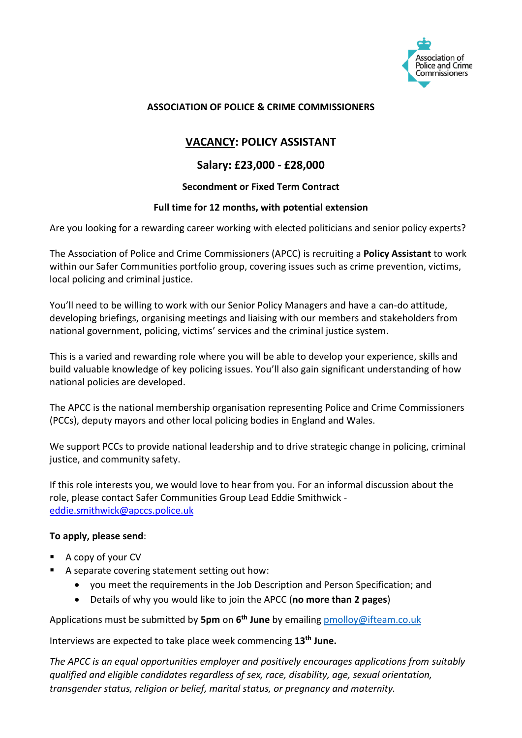**ASSOCIATION OF POLICE & CRIME COMMISSIONERS**

# VACANCY: POLICY ASSISTANT

## Salary: £23,000 - £28,000

**Secondment or Fixed Term Contract**

**Full time for 12 months, with potential extension**

Are you looking for a rewarding career working with elected politicians and senior policy experts?

The Association of Police and Crime Commissioners (APCC) is recruiting a **Policy Assistant** to work within our Safer Communities portfolio group, covering issues such as crime prevention, victims, local policing and criminal justice.

You'll need to be willing to work with our Senior Policy Managers and have a can-do attitude, developing briefings, organising meetings and liaising with our members and stakeholders from national government, policing, victims' services and the criminal justice system.

This is a varied and rewarding role where you will be able to develop your experience, skills and build valuable knowledge of key policing issues. You'll also gain significant understanding of how national policies are developed.

The APCC is the national membership organisation representing Police and Crime Commissioners (PCCs), deputy mayors and other local policing bodies in England and Wales.

We support PCCs to provide national leadership and to drive strategic change in policing, criminal justice, and community safety.

If this role interests you, we would love to hear from you. For an informal discussion about the role, please contact Safer Communities Group Lead Eddie Smithwick - eddie.smithwick@apccs.police.uk

**To apply, please send**:

- A copy of your CV
- A separate covering statement setting out how:
  - you meet the requirements in the Job Description and Person Specification; and
  - Details of why you would like to join the APCC (**no more than 2 pages**)

Applications must be submitted by **5pm** on **6th June** by emailing pmolloy@ifteam.co.uk

Interviews are expected to take place week commencing **13th June.**

*The APCC is an equal opportunities employer and positively encourages applications from suitably qualified and eligible candidates regardless of sex, race, disability, age, sexual orientation, transgender status, religion or belief, marital status, or pregnancy and maternity.*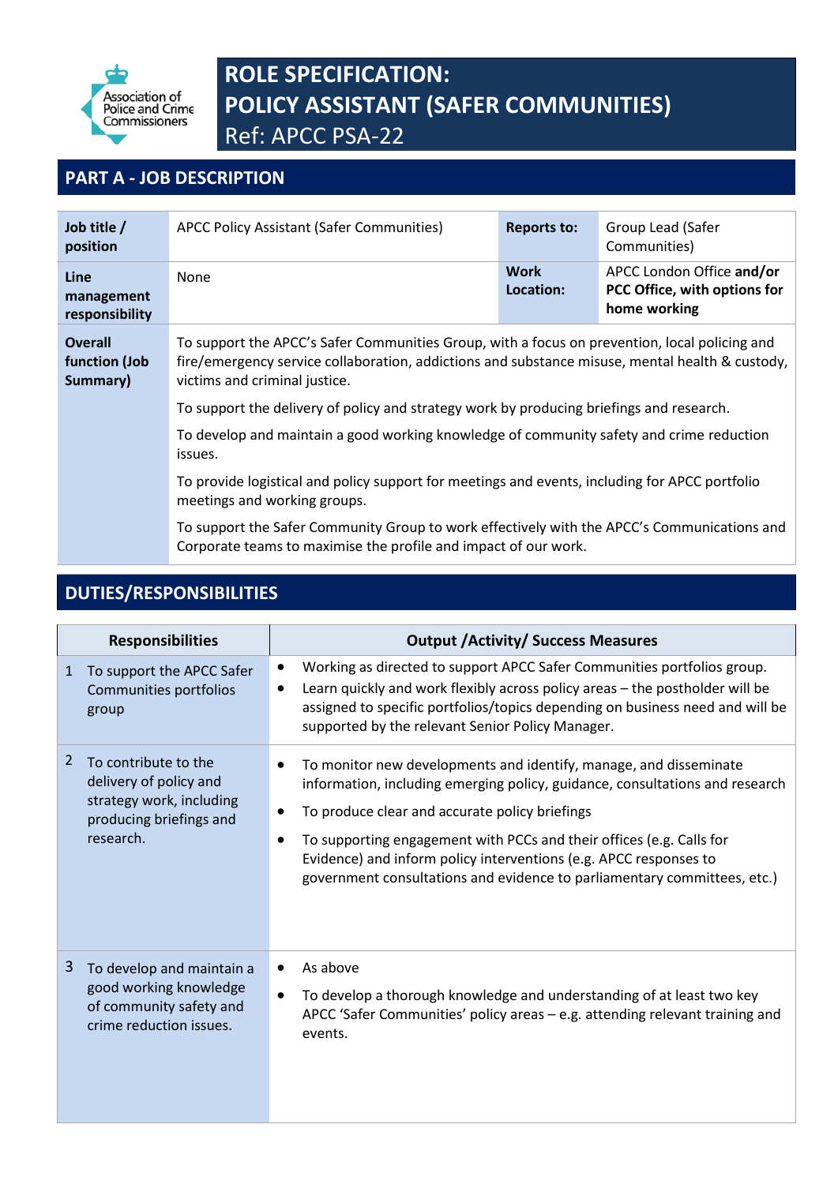# ROLE SPECIFICATION:
# POLICY ASSISTANT (SAFER COMMUNITIES)
Ref: APCC PSA-22

## PART A - JOB DESCRIPTION

| **Job title / position** | APCC Policy Assistant (Safer Communities) | **Reports to:** | Group Lead (Safer Communities) |
|---|---|---|---|
| **Line management responsibility** | None | **Work Location:** | APCC London Office **and/or PCC Office, with options for home working** |
| **Overall function (Job Summary)** | To support the APCC's Safer Communities Group, with a focus on prevention, local policing and fire/emergency service collaboration, addictions and substance misuse, mental health & custody, victims and criminal justice.<br><br>To support the delivery of policy and strategy work by producing briefings and research.<br><br>To develop and maintain a good working knowledge of community safety and crime reduction issues.<br><br>To provide logistical and policy support for meetings and events, including for APCC portfolio meetings and working groups.<br><br>To support the Safer Community Group to work effectively with the APCC's Communications and Corporate teams to maximise the profile and impact of our work. | | |

## DUTIES/RESPONSIBILITIES

| Responsibilities | Output /Activity/ Success Measures |
|---|---|
| 1 To support the APCC Safer Communities portfolios group | • Working as directed to support APCC Safer Communities portfolios group.<br>• Learn quickly and work flexibly across policy areas – the postholder will be assigned to specific portfolios/topics depending on business need and will be supported by the relevant Senior Policy Manager. |
| 2 To contribute to the delivery of policy and strategy work, including producing briefings and research. | • To monitor new developments and identify, manage, and disseminate information, including emerging policy, guidance, consultations and research<br>• To produce clear and accurate policy briefings<br>• To supporting engagement with PCCs and their offices (e.g. Calls for Evidence) and inform policy interventions (e.g. APCC responses to government consultations and evidence to parliamentary committees, etc.) |
| 3 To develop and maintain a good working knowledge of community safety and crime reduction issues. | • As above<br>• To develop a thorough knowledge and understanding of at least two key APCC 'Safer Communities' policy areas – e.g. attending relevant training and events. |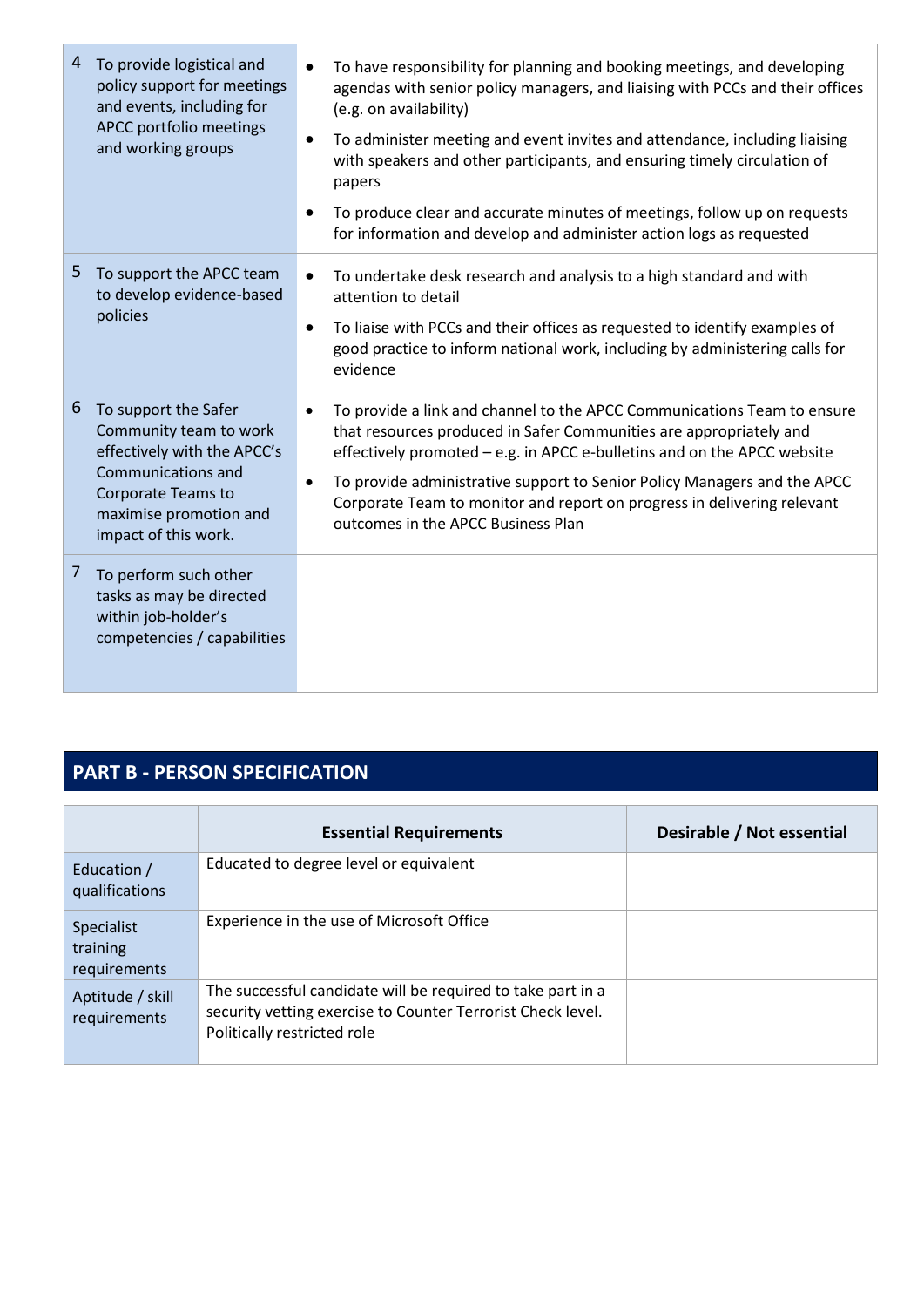| | | |
|---|---|---|
| 4 | To provide logistical and policy support for meetings and events, including for APCC portfolio meetings and working groups | • To have responsibility for planning and booking meetings, and developing agendas with senior policy managers, and liaising with PCCs and their offices (e.g. on availability)<br>• To administer meeting and event invites and attendance, including liaising with speakers and other participants, and ensuring timely circulation of papers<br>• To produce clear and accurate minutes of meetings, follow up on requests for information and develop and administer action logs as requested |
| 5 | To support the APCC team to develop evidence-based policies | • To undertake desk research and analysis to a high standard and with attention to detail<br>• To liaise with PCCs and their offices as requested to identify examples of good practice to inform national work, including by administering calls for evidence |
| 6 | To support the Safer Community team to work effectively with the APCC's Communications and Corporate Teams to maximise promotion and impact of this work. | • To provide a link and channel to the APCC Communications Team to ensure that resources produced in Safer Communities are appropriately and effectively promoted – e.g. in APCC e-bulletins and on the APCC website<br>• To provide administrative support to Senior Policy Managers and the APCC Corporate Team to monitor and report on progress in delivering relevant outcomes in the APCC Business Plan |
| 7 | To perform such other tasks as may be directed within job-holder's competencies / capabilities | |

## PART B - PERSON SPECIFICATION

| | Essential Requirements | Desirable / Not essential |
|---|---|---|
| Education / qualifications | Educated to degree level or equivalent | |
| Specialist training requirements | Experience in the use of Microsoft Office | |
| Aptitude / skill requirements | The successful candidate will be required to take part in a security vetting exercise to Counter Terrorist Check level. Politically restricted role | |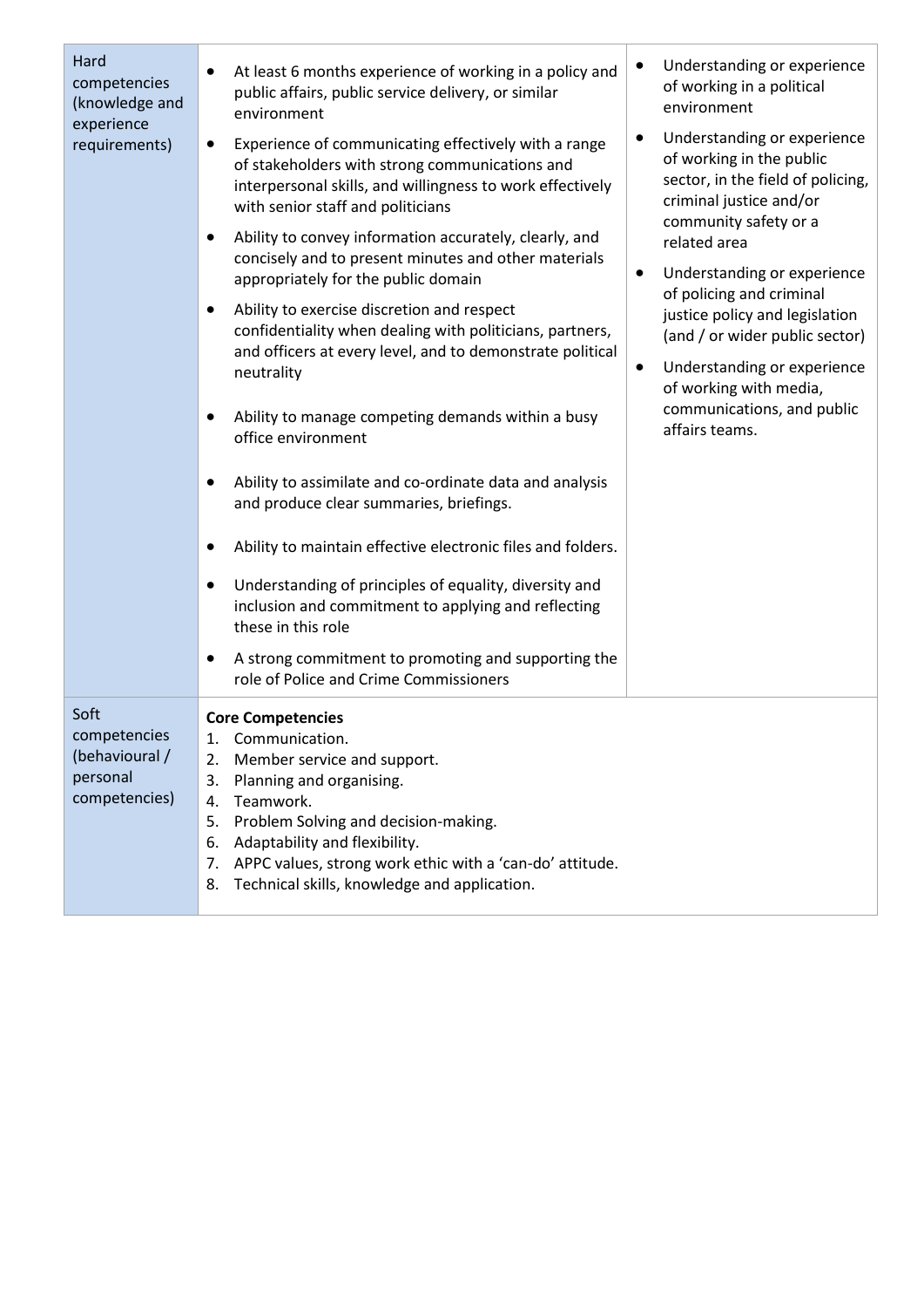| | | |
|---|---|---|
| Hard competencies (knowledge and experience requirements) | • At least 6 months experience of working in a policy and public affairs, public service delivery, or similar environment<br>• Experience of communicating effectively with a range of stakeholders with strong communications and interpersonal skills, and willingness to work effectively with senior staff and politicians<br>• Ability to convey information accurately, clearly, and concisely and to present minutes and other materials appropriately for the public domain<br>• Ability to exercise discretion and respect confidentiality when dealing with politicians, partners, and officers at every level, and to demonstrate political neutrality<br>• Ability to manage competing demands within a busy office environment<br>• Ability to assimilate and co-ordinate data and analysis and produce clear summaries, briefings.<br>• Ability to maintain effective electronic files and folders.<br>• Understanding of principles of equality, diversity and inclusion and commitment to applying and reflecting these in this role<br>• A strong commitment to promoting and supporting the role of Police and Crime Commissioners | • Understanding or experience of working in a political environment<br>• Understanding or experience of working in the public sector, in the field of policing, criminal justice and/or community safety or a related area<br>• Understanding or experience of policing and criminal justice policy and legislation (and / or wider public sector)<br>• Understanding or experience of working with media, communications, and public affairs teams. |
| Soft competencies (behavioural / personal competencies) | **Core Competencies**<br>1. Communication.<br>2. Member service and support.<br>3. Planning and organising.<br>4. Teamwork.<br>5. Problem Solving and decision-making.<br>6. Adaptability and flexibility.<br>7. APPC values, strong work ethic with a 'can-do' attitude.<br>8. Technical skills, knowledge and application. | |